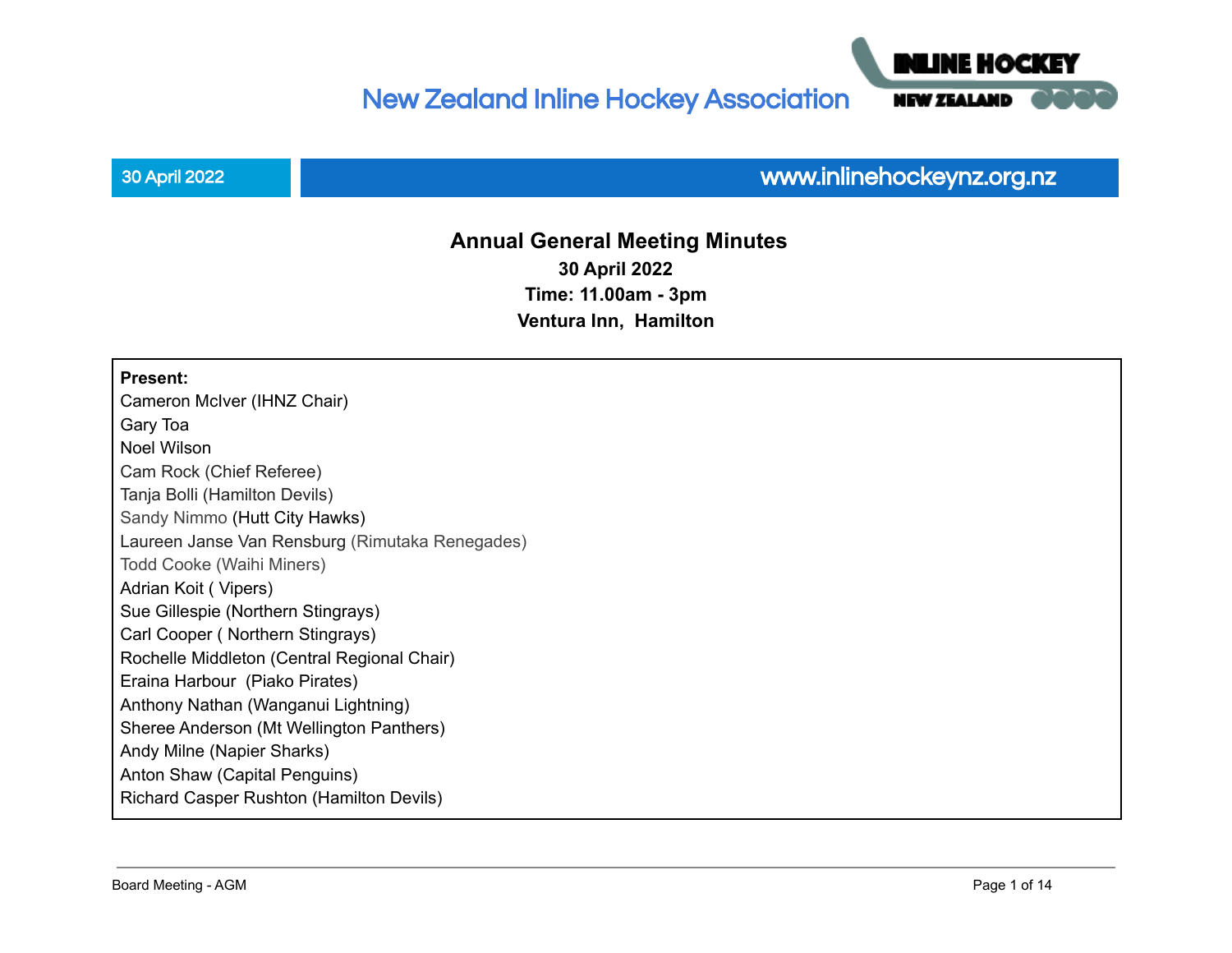# New Zealand Inline Hockey Association

30 April 2022 | www.inlinehockeynz.org.nz

## Annual General Meeting Minutes

**30 April 2022**
**Time: 11.00am - 3pm**
**Ventura Inn, Hamilton**

**Present:**
Cameron McIver (IHNZ Chair)
Gary Toa
Noel Wilson
Cam Rock (Chief Referee)
Tanja Bolli (Hamilton Devils)
Sandy Nimmo (Hutt City Hawks)
Laureen Janse Van Rensburg (Rimutaka Renegades)
Todd Cooke (Waihi Miners)
Adrian Koit ( Vipers)
Sue Gillespie (Northern Stingrays)
Carl Cooper ( Northern Stingrays)
Rochelle Middleton (Central Regional Chair)
Eraina Harbour (Piako Pirates)
Anthony Nathan (Wanganui Lightning)
Sheree Anderson (Mt Wellington Panthers)
Andy Milne (Napier Sharks)
Anton Shaw (Capital Penguins)
Richard Casper Rushton (Hamilton Devils)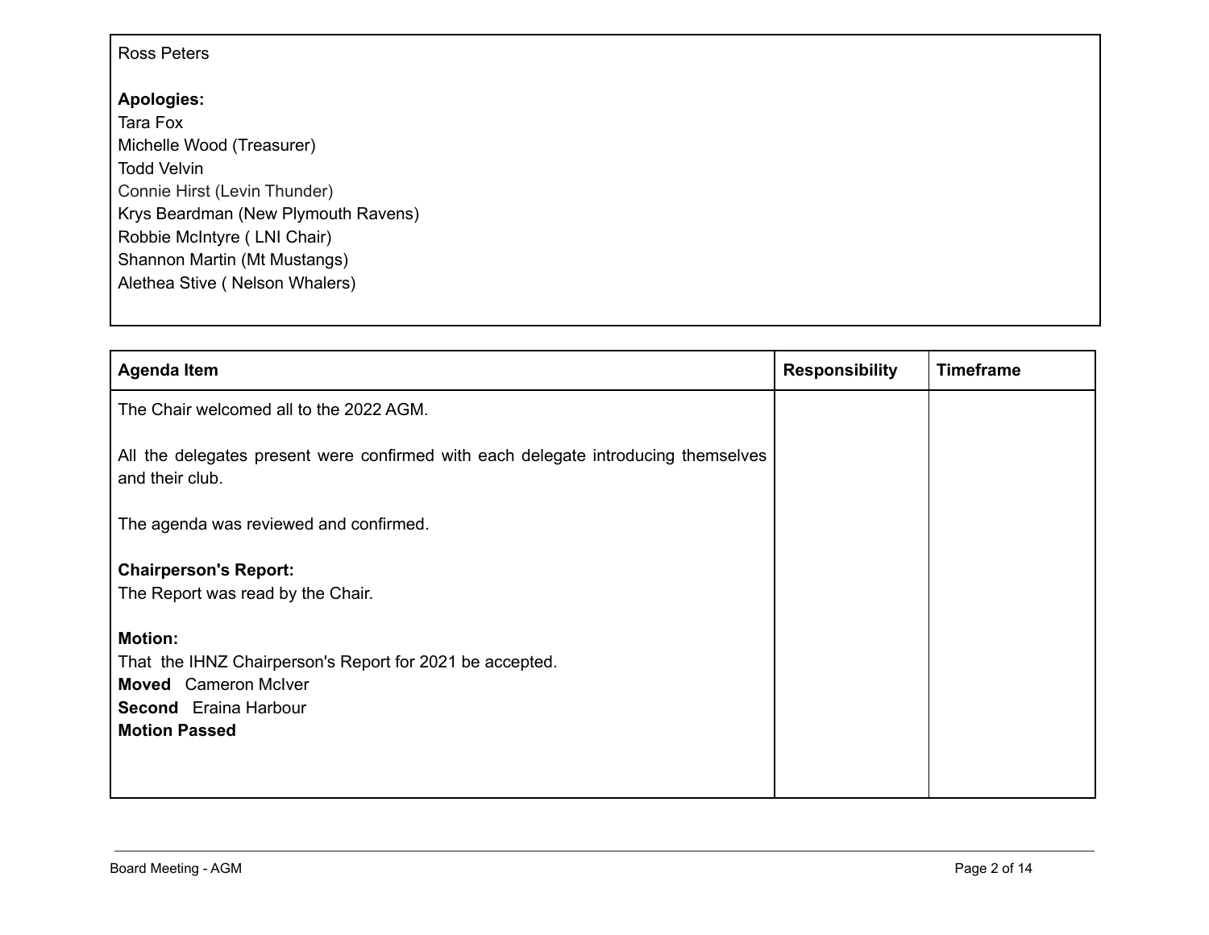Ross Peters

**Apologies:**
Tara Fox
Michelle Wood (Treasurer)
Todd Velvin
Connie Hirst (Levin Thunder)
Krys Beardman (New Plymouth Ravens)
Robbie McIntyre ( LNI Chair)
Shannon Martin (Mt Mustangs)
Alethea Stive ( Nelson Whalers)

| Agenda Item | Responsibility | Timeframe |
|---|---|---|
| The Chair welcomed all to the 2022 AGM.<br><br>All the delegates present were confirmed with each delegate introducing themselves and their club.<br><br>The agenda was reviewed and confirmed.<br><br>**Chairperson's Report:**<br>The Report was read by the Chair.<br><br>**Motion:**<br>That the IHNZ Chairperson's Report for 2021 be accepted.<br>**Moved** Cameron McIver<br>**Second** Eraina Harbour<br>**Motion Passed** | | |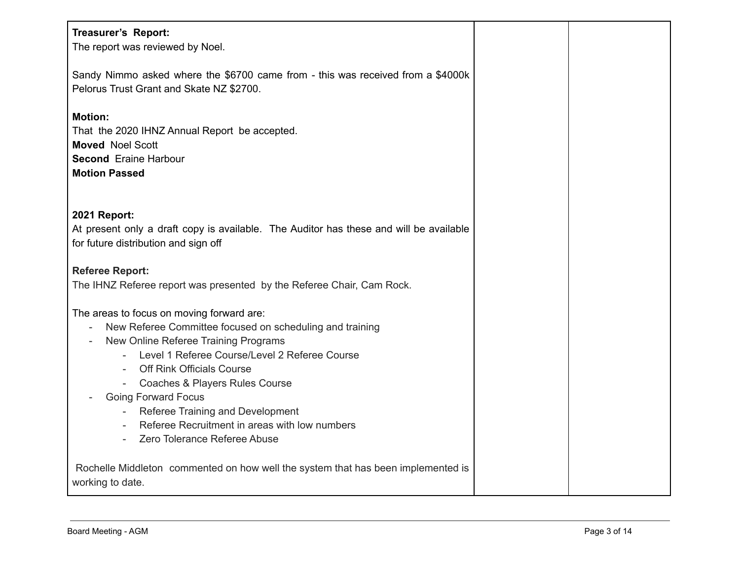**Treasurer's Report:**
The report was reviewed by Noel.

Sandy Nimmo asked where the $6700 came from - this was received from a $4000k Pelorus Trust Grant and Skate NZ $2700.

**Motion:**
That the 2020 IHNZ Annual Report be accepted.
**Moved** Noel Scott
**Second** Eraine Harbour
**Motion Passed**

**2021 Report:**
At present only a draft copy is available. The Auditor has these and will be available for future distribution and sign off

**Referee Report:**
The IHNZ Referee report was presented by the Referee Chair, Cam Rock.

The areas to focus on moving forward are:

- New Referee Committee focused on scheduling and training
- New Online Referee Training Programs
    - Level 1 Referee Course/Level 2 Referee Course
    - Off Rink Officials Course
    - Coaches & Players Rules Course
- Going Forward Focus
    - Referee Training and Development
    - Referee Recruitment in areas with low numbers
    - Zero Tolerance Referee Abuse

Rochelle Middleton commented on how well the system that has been implemented is working to date.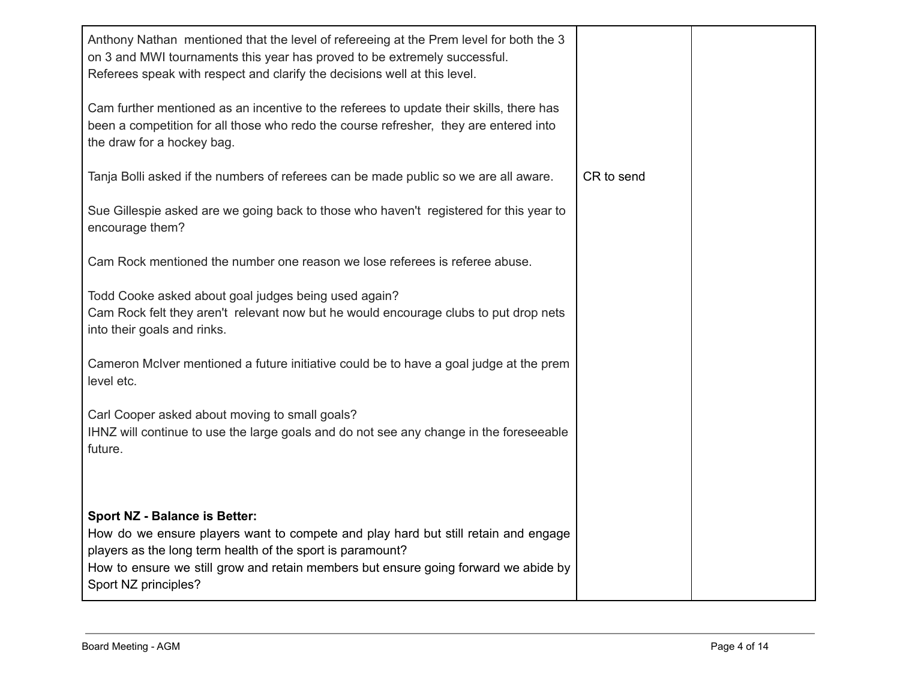| | | |
|---|---|---|
| Anthony Nathan mentioned that the level of refereeing at the Prem level for both the 3 on 3 and MWI tournaments this year has proved to be extremely successful.<br>Referees speak with respect and clarify the decisions well at this level.<br><br>Cam further mentioned as an incentive to the referees to update their skills, there has been a competition for all those who redo the course refresher, they are entered into the draw for a hockey bag.<br><br>Tanja Bolli asked if the numbers of referees can be made public so we are all aware.<br><br>Sue Gillespie asked are we going back to those who haven't registered for this year to encourage them?<br><br>Cam Rock mentioned the number one reason we lose referees is referee abuse.<br><br>Todd Cooke asked about goal judges being used again?<br>Cam Rock felt they aren't relevant now but he would encourage clubs to put drop nets into their goals and rinks.<br><br>Cameron McIver mentioned a future initiative could be to have a goal judge at the prem level etc.<br><br>Carl Cooper asked about moving to small goals?<br>IHNZ will continue to use the large goals and do not see any change in the foreseeable future.<br><br><br>**Sport NZ - Balance is Better:**<br>How do we ensure players want to compete and play hard but still retain and engage players as the long term health of the sport is paramount?<br>How to ensure we still grow and retain members but ensure going forward we abide by Sport NZ principles? | CR to send | |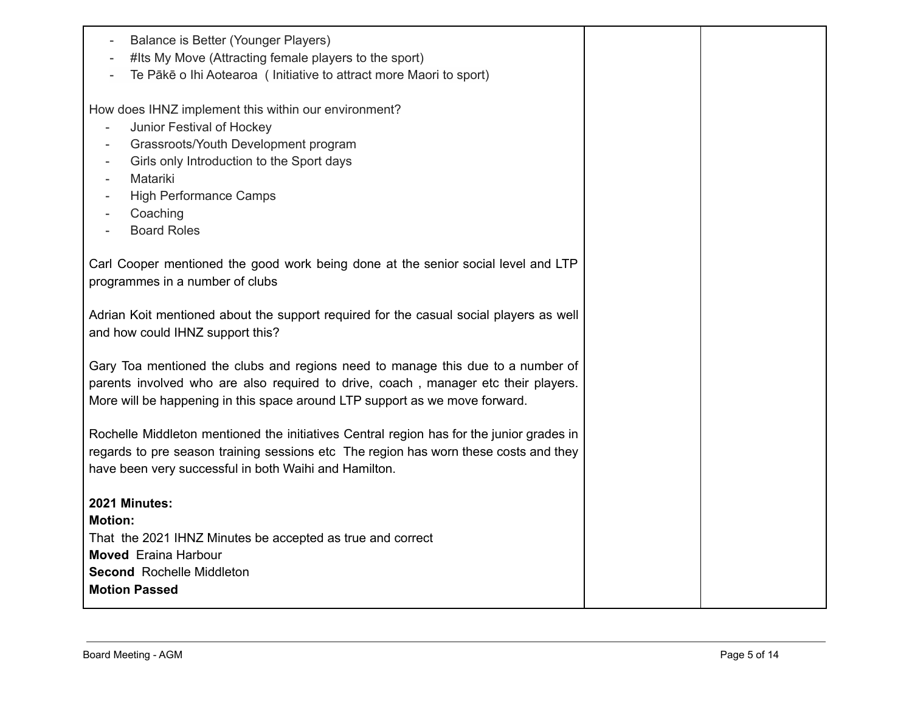| | | |
|---|---|---|
| - Balance is Better (Younger Players)<br>- #Its My Move (Attracting female players to the sport)<br>- Te Pākē o Ihi Aotearoa ( Initiative to attract more Maori to sport)<br><br>How does IHNZ implement this within our environment?<br>- Junior Festival of Hockey<br>- Grassroots/Youth Development program<br>- Girls only Introduction to the Sport days<br>- Matariki<br>- High Performance Camps<br>- Coaching<br>- Board Roles<br><br>Carl Cooper mentioned the good work being done at the senior social level and LTP programmes in a number of clubs<br><br>Adrian Koit mentioned about the support required for the casual social players as well and how could IHNZ support this?<br><br>Gary Toa mentioned the clubs and regions need to manage this due to a number of parents involved who are also required to drive, coach , manager etc their players. More will be happening in this space around LTP support as we move forward.<br><br>Rochelle Middleton mentioned the initiatives Central region has for the junior grades in regards to pre season training sessions etc The region has worn these costs and they have been very successful in both Waihi and Hamilton.<br><br>**2021 Minutes:**<br>**Motion:**<br>That the 2021 IHNZ Minutes be accepted as true and correct<br>**Moved** Eraina Harbour<br>**Second** Rochelle Middleton<br>**Motion Passed** | | |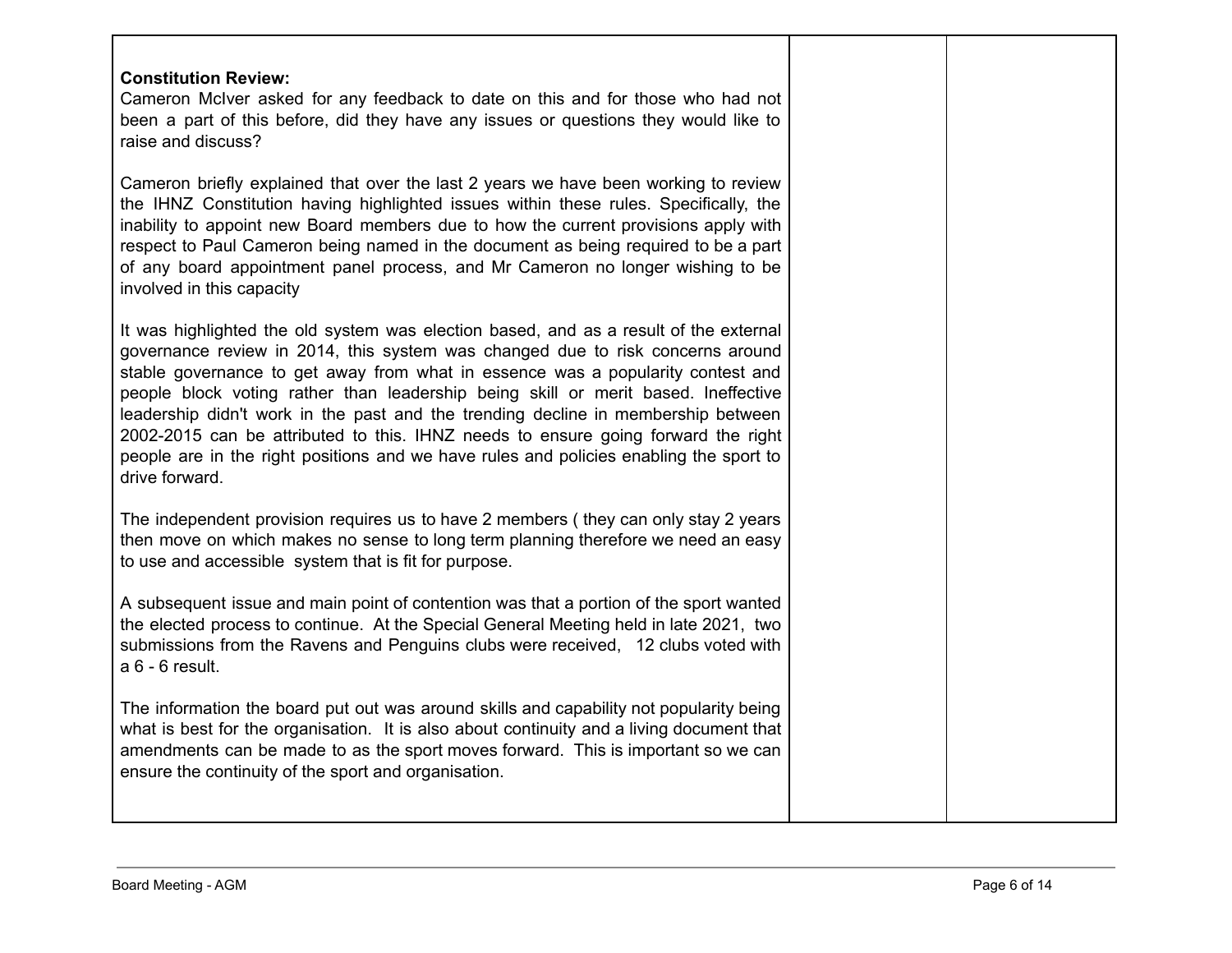| **Constitution Review:**<br>Cameron McIver asked for any feedback to date on this and for those who had not been a part of this before, did they have any issues or questions they would like to raise and discuss?<br><br>Cameron briefly explained that over the last 2 years we have been working to review the IHNZ Constitution having highlighted issues within these rules. Specifically, the inability to appoint new Board members due to how the current provisions apply with respect to Paul Cameron being named in the document as being required to be a part of any board appointment panel process, and Mr Cameron no longer wishing to be involved in this capacity<br><br>It was highlighted the old system was election based, and as a result of the external governance review in 2014, this system was changed due to risk concerns around stable governance to get away from what in essence was a popularity contest and people block voting rather than leadership being skill or merit based. Ineffective leadership didn't work in the past and the trending decline in membership between 2002-2015 can be attributed to this. IHNZ needs to ensure going forward the right people are in the right positions and we have rules and policies enabling the sport to drive forward.<br><br>The independent provision requires us to have 2 members ( they can only stay 2 years then move on which makes no sense to long term planning therefore we need an easy to use and accessible system that is fit for purpose.<br><br>A subsequent issue and main point of contention was that a portion of the sport wanted the elected process to continue. At the Special General Meeting held in late 2021, two submissions from the Ravens and Penguins clubs were received, 12 clubs voted with a 6 - 6 result.<br><br>The information the board put out was around skills and capability not popularity being what is best for the organisation. It is also about continuity and a living document that amendments can be made to as the sport moves forward. This is important so we can ensure the continuity of the sport and organisation. | | |
|---|---|---|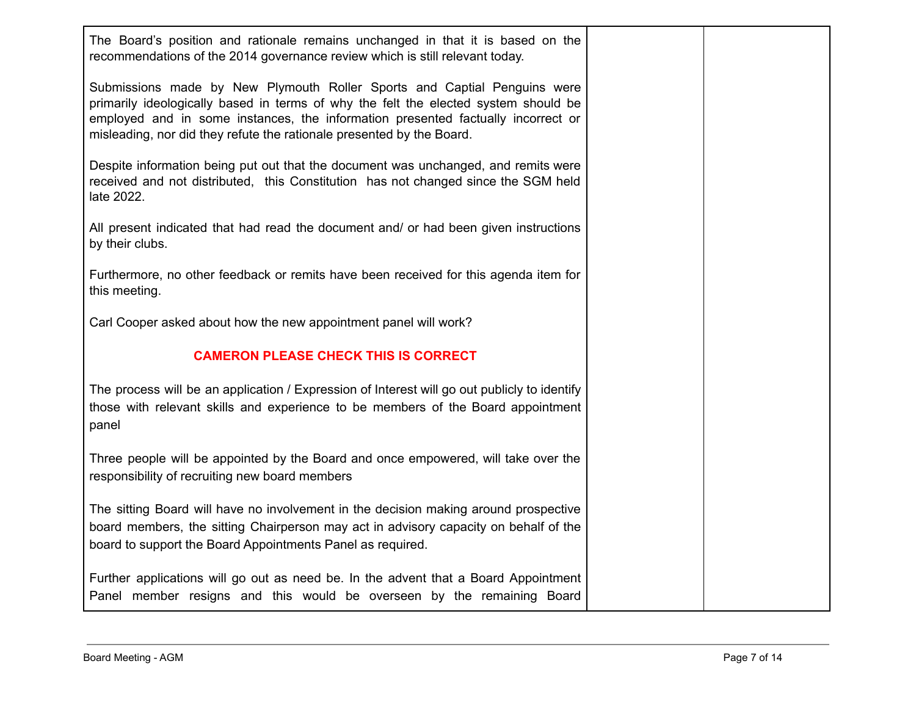| | | |
|---|---|---|
| The Board's position and rationale remains unchanged in that it is based on the recommendations of the 2014 governance review which is still relevant today.<br><br>Submissions made by New Plymouth Roller Sports and Captial Penguins were primarily ideologically based in terms of why the felt the elected system should be employed and in some instances, the information presented factually incorrect or misleading, nor did they refute the rationale presented by the Board.<br><br>Despite information being put out that the document was unchanged, and remits were received and not distributed, this Constitution has not changed since the SGM held late 2022.<br><br>All present indicated that had read the document and/ or had been given instructions by their clubs.<br><br>Furthermore, no other feedback or remits have been received for this agenda item for this meeting.<br><br>Carl Cooper asked about how the new appointment panel will work?<br><br>**CAMERON PLEASE CHECK THIS IS CORRECT**<br><br>The process will be an application / Expression of Interest will go out publicly to identify those with relevant skills and experience to be members of the Board appointment panel<br><br>Three people will be appointed by the Board and once empowered, will take over the responsibility of recruiting new board members<br><br>The sitting Board will have no involvement in the decision making around prospective board members, the sitting Chairperson may act in advisory capacity on behalf of the board to support the Board Appointments Panel as required.<br><br>Further applications will go out as need be. In the advent that a Board Appointment Panel member resigns and this would be overseen by the remaining Board | | |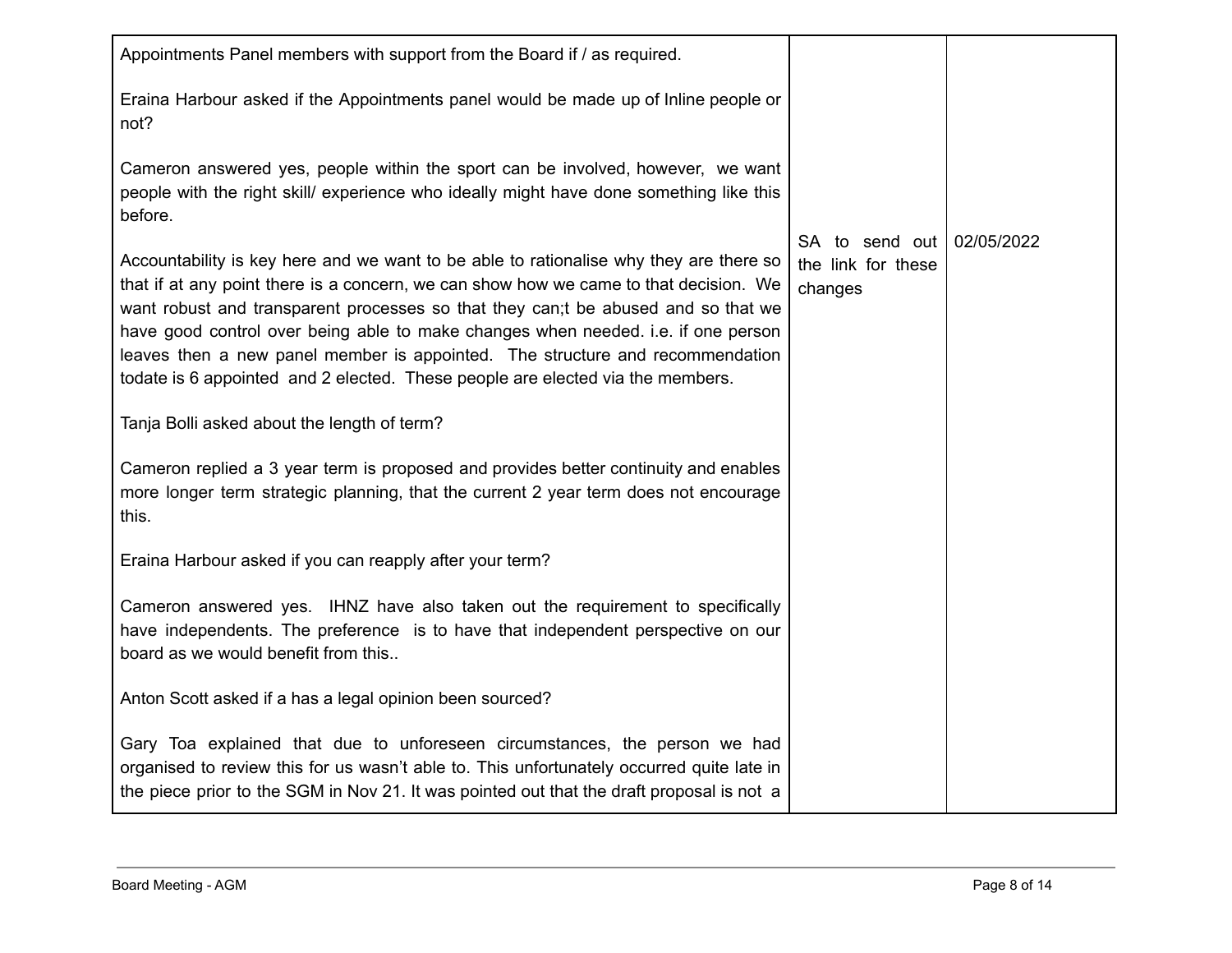| | | |
|---|---|---|
| Appointments Panel members with support from the Board if / as required.<br><br>Eraina Harbour asked if the Appointments panel would be made up of Inline people or not?<br><br>Cameron answered yes, people within the sport can be involved, however, we want people with the right skill/ experience who ideally might have done something like this before.<br><br>Accountability is key here and we want to be able to rationalise why they are there so that if at any point there is a concern, we can show how we came to that decision. We want robust and transparent processes so that they can;t be abused and so that we have good control over being able to make changes when needed. i.e. if one person leaves then a new panel member is appointed. The structure and recommendation todate is 6 appointed and 2 elected. These people are elected via the members.<br><br>Tanja Bolli asked about the length of term?<br><br>Cameron replied a 3 year term is proposed and provides better continuity and enables more longer term strategic planning, that the current 2 year term does not encourage this.<br><br>Eraina Harbour asked if you can reapply after your term?<br><br>Cameron answered yes. IHNZ have also taken out the requirement to specifically have independents. The preference is to have that independent perspective on our board as we would benefit from this..<br><br>Anton Scott asked if a has a legal opinion been sourced?<br><br>Gary Toa explained that due to unforeseen circumstances, the person we had organised to review this for us wasn't able to. This unfortunately occurred quite late in the piece prior to the SGM in Nov 21. It was pointed out that the draft proposal is not a | SA to send out the link for these changes | 02/05/2022 |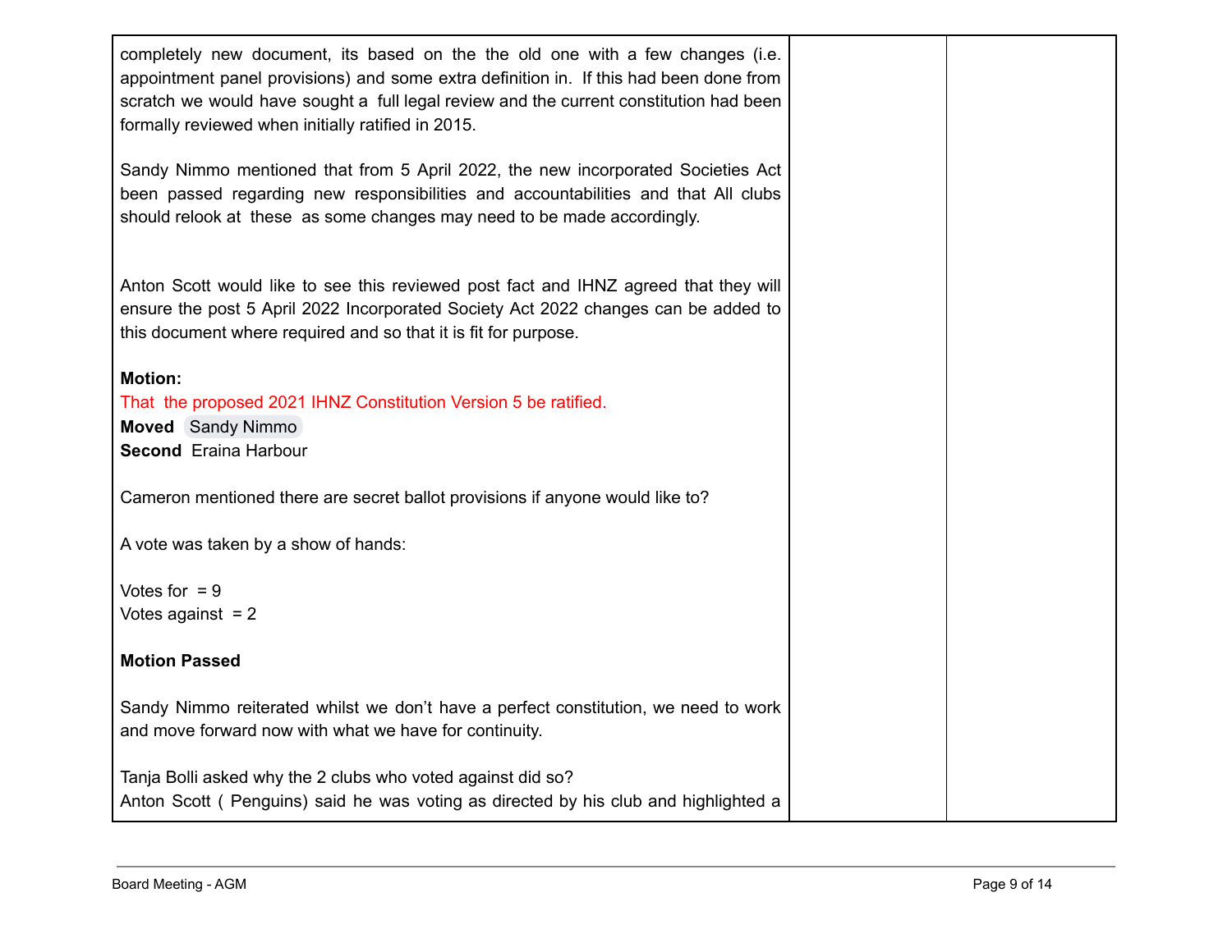| | | |
|---|---|---|
| completely new document, its based on the the old one with a few changes (i.e. appointment panel provisions) and some extra definition in. If this had been done from scratch we would have sought a full legal review and the current constitution had been formally reviewed when initially ratified in 2015.<br><br>Sandy Nimmo mentioned that from 5 April 2022, the new incorporated Societies Act been passed regarding new responsibilities and accountabilities and that All clubs should relook at these as some changes may need to be made accordingly.<br><br>Anton Scott would like to see this reviewed post fact and IHNZ agreed that they will ensure the post 5 April 2022 Incorporated Society Act 2022 changes can be added to this document where required and so that it is fit for purpose.<br><br>**Motion:**<br>That the proposed 2021 IHNZ Constitution Version 5 be ratified.<br>**Moved** Sandy Nimmo<br>**Second** Eraina Harbour<br><br>Cameron mentioned there are secret ballot provisions if anyone would like to?<br><br>A vote was taken by a show of hands:<br><br>Votes for = 9<br>Votes against = 2<br><br>**Motion Passed**<br><br>Sandy Nimmo reiterated whilst we don't have a perfect constitution, we need to work and move forward now with what we have for continuity.<br><br>Tanja Bolli asked why the 2 clubs who voted against did so?<br>Anton Scott ( Penguins) said he was voting as directed by his club and highlighted a | | |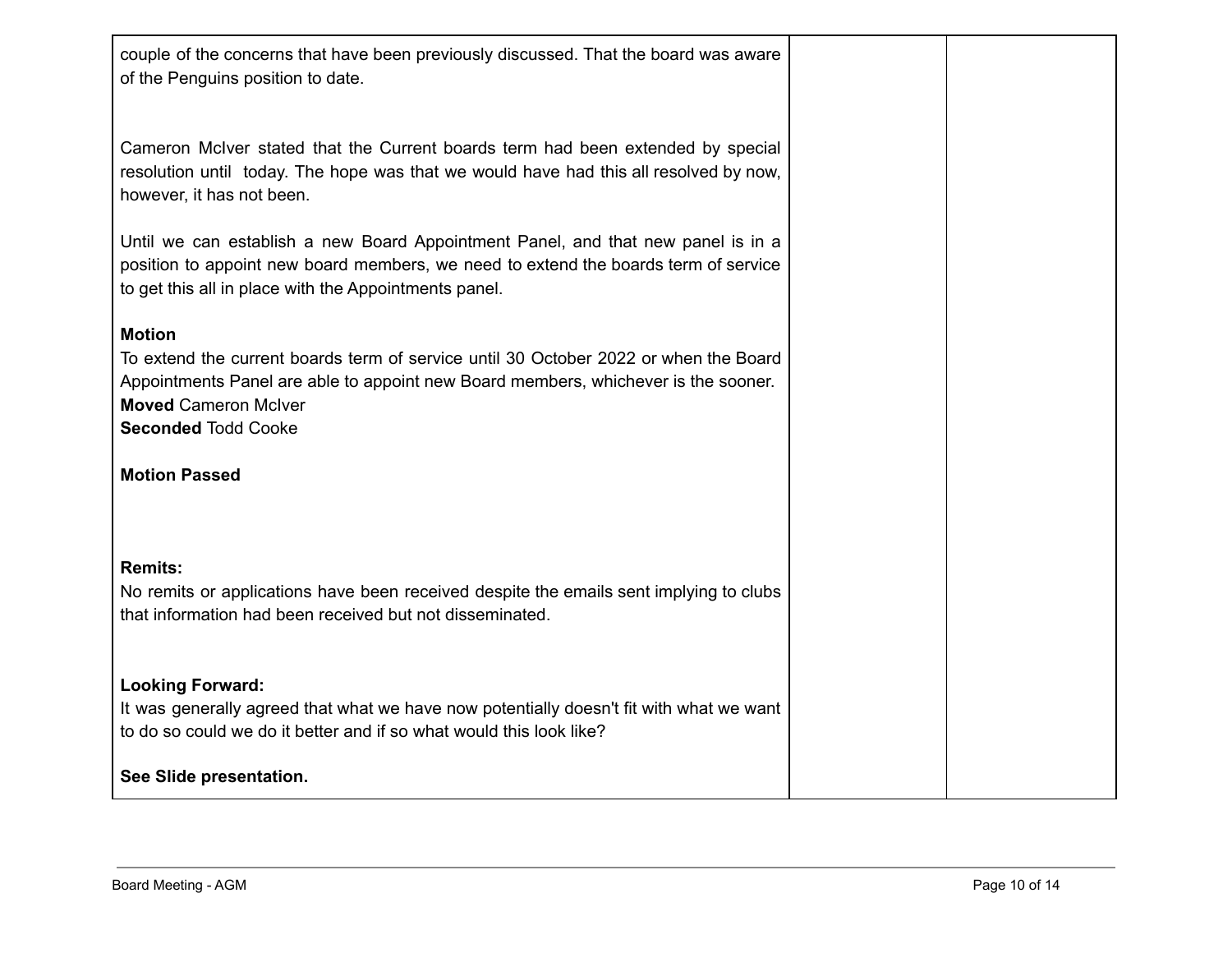| | | |
|---|---|---|
| couple of the concerns that have been previously discussed. That the board was aware of the Penguins position to date.<br><br>Cameron McIver stated that the Current boards term had been extended by special resolution until today. The hope was that we would have had this all resolved by now, however, it has not been.<br><br>Until we can establish a new Board Appointment Panel, and that new panel is in a position to appoint new board members, we need to extend the boards term of service to get this all in place with the Appointments panel.<br><br>**Motion**<br>To extend the current boards term of service until 30 October 2022 or when the Board Appointments Panel are able to appoint new Board members, whichever is the sooner.<br>**Moved** Cameron McIver<br>**Seconded** Todd Cooke<br><br>**Motion Passed**<br><br>**Remits:**<br>No remits or applications have been received despite the emails sent implying to clubs that information had been received but not disseminated.<br><br>**Looking Forward:**<br>It was generally agreed that what we have now potentially doesn't fit with what we want to do so could we do it better and if so what would this look like?<br><br>**See Slide presentation.** | | |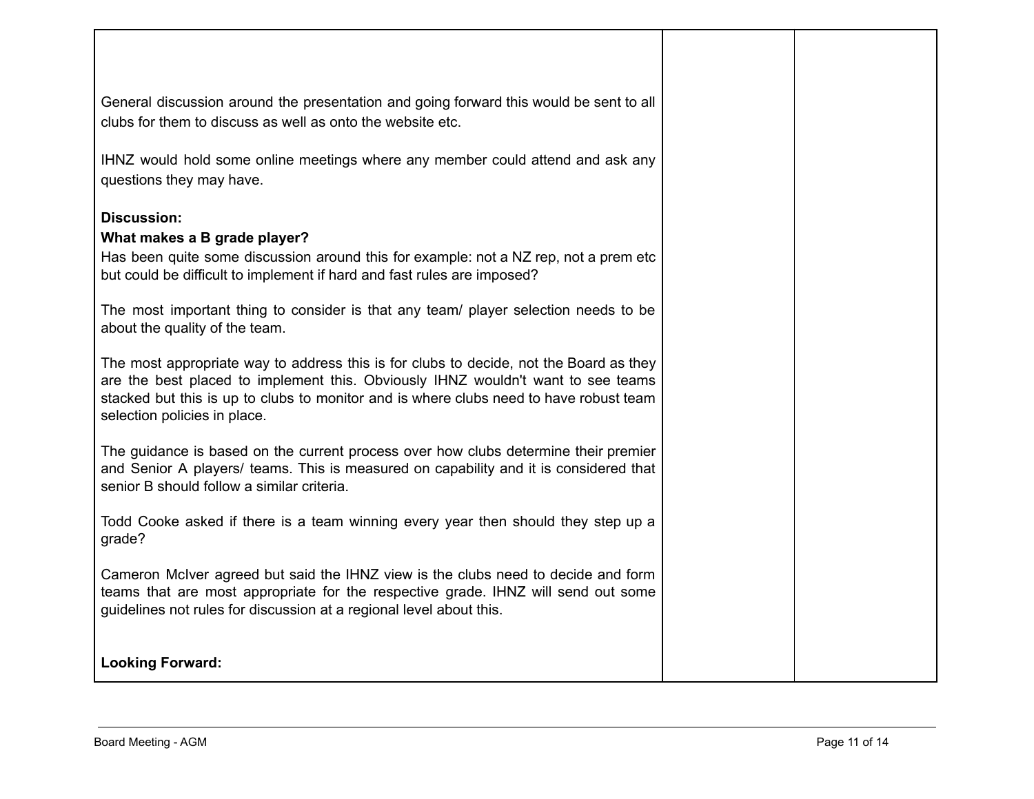General discussion around the presentation and going forward this would be sent to all clubs for them to discuss as well as onto the website etc.

IHNZ would hold some online meetings where any member could attend and ask any questions they may have.

**Discussion:**

**What makes a B grade player?**

Has been quite some discussion around this for example: not a NZ rep, not a prem etc but could be difficult to implement if hard and fast rules are imposed?

The most important thing to consider is that any team/ player selection needs to be about the quality of the team.

The most appropriate way to address this is for clubs to decide, not the Board as they are the best placed to implement this. Obviously IHNZ wouldn't want to see teams stacked but this is up to clubs to monitor and is where clubs need to have robust team selection policies in place.

The guidance is based on the current process over how clubs determine their premier and Senior A players/ teams. This is measured on capability and it is considered that senior B should follow a similar criteria.

Todd Cooke asked if there is a team winning every year then should they step up a grade?

Cameron McIver agreed but said the IHNZ view is the clubs need to decide and form teams that are most appropriate for the respective grade. IHNZ will send out some guidelines not rules for discussion at a regional level about this.

**Looking Forward:**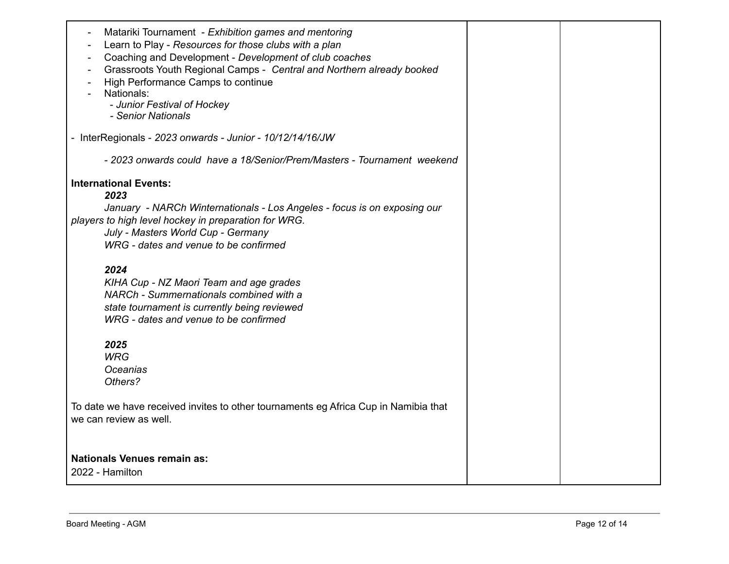| | | |
|---|---|---|
| - Matariki Tournament - *Exhibition games and mentoring*<br>- Learn to Play - *Resources for those clubs with a plan*<br>- Coaching and Development - *Development of club coaches*<br>- Grassroots Youth Regional Camps - *Central and Northern already booked*<br>- High Performance Camps to continue<br>- Nationals:<br>&nbsp;&nbsp;&nbsp;&nbsp;*- Junior Festival of Hockey*<br>&nbsp;&nbsp;&nbsp;&nbsp;*- Senior Nationals*<br><br>- InterRegionals - *2023 onwards - Junior - 10/12/14/16/JW*<br><br>&nbsp;&nbsp;&nbsp;&nbsp;*- 2023 onwards could have a 18/Senior/Prem/Masters - Tournament weekend*<br><br>**International Events:**<br>***2023***<br>*January - NARCh Winternationals - Los Angeles - focus is on exposing our players to high level hockey in preparation for WRG.*<br>*July - Masters World Cup - Germany*<br>*WRG - dates and venue to be confirmed*<br><br>***2024***<br>*KIHA Cup - NZ Maori Team and age grades*<br>*NARCh - Summernationals combined with a state tournament is currently being reviewed*<br>*WRG - dates and venue to be confirmed*<br><br>***2025***<br>*WRG*<br>*Oceanias*<br>*Others?*<br><br>To date we have received invites to other tournaments eg Africa Cup in Namibia that we can review as well.<br><br>**Nationals Venues remain as:**<br>2022 - Hamilton | | |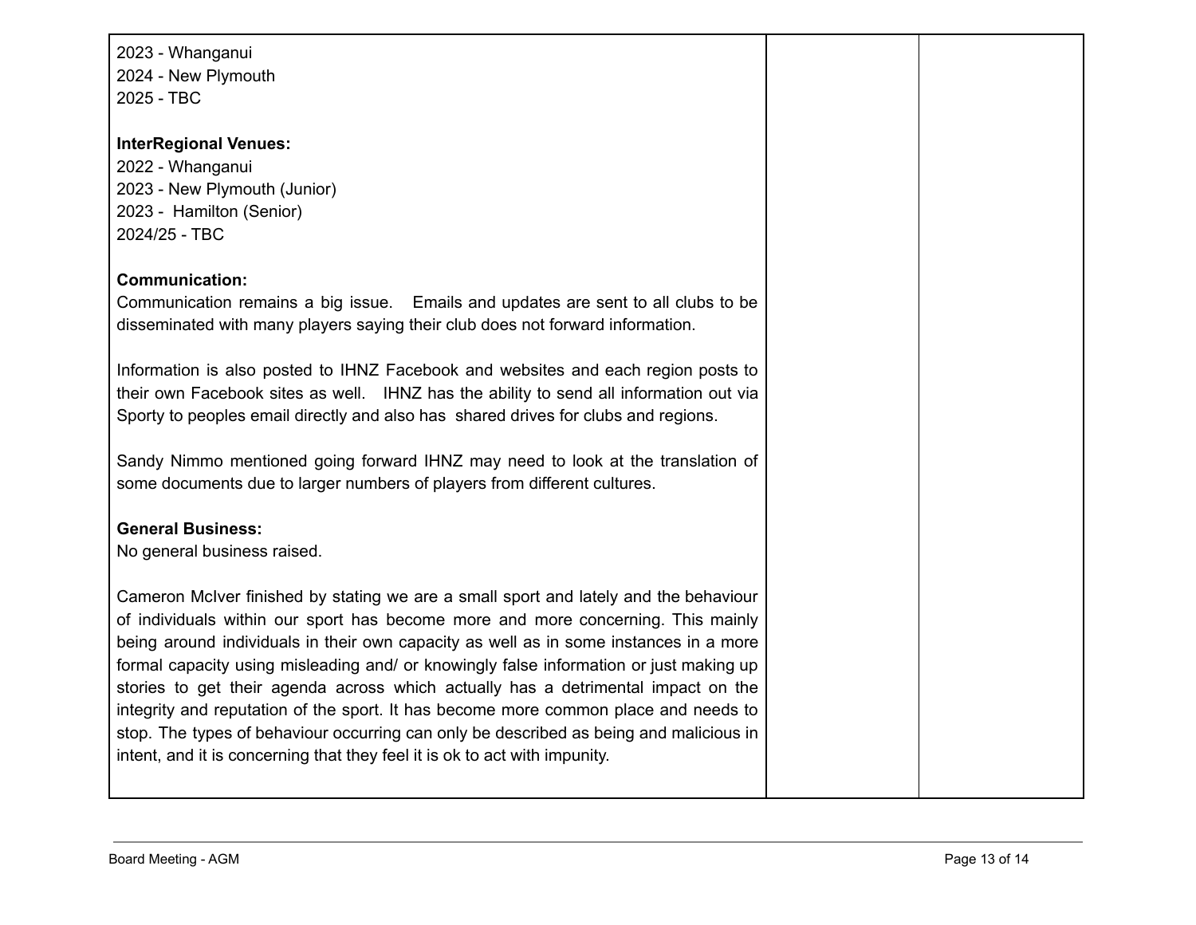| | | |
|---|---|---|
| 2023 - Whanganui<br>2024 - New Plymouth<br>2025 - TBC<br><br>**InterRegional Venues:**<br>2022 - Whanganui<br>2023 - New Plymouth (Junior)<br>2023 - Hamilton (Senior)<br>2024/25 - TBC<br><br>**Communication:**<br>Communication remains a big issue. Emails and updates are sent to all clubs to be disseminated with many players saying their club does not forward information.<br><br>Information is also posted to IHNZ Facebook and websites and each region posts to their own Facebook sites as well. IHNZ has the ability to send all information out via Sporty to peoples email directly and also has shared drives for clubs and regions.<br><br>Sandy Nimmo mentioned going forward IHNZ may need to look at the translation of some documents due to larger numbers of players from different cultures.<br><br>**General Business:**<br>No general business raised.<br><br>Cameron McIver finished by stating we are a small sport and lately and the behaviour of individuals within our sport has become more and more concerning. This mainly being around individuals in their own capacity as well as in some instances in a more formal capacity using misleading and/ or knowingly false information or just making up stories to get their agenda across which actually has a detrimental impact on the integrity and reputation of the sport. It has become more common place and needs to stop. The types of behaviour occurring can only be described as being and malicious in intent, and it is concerning that they feel it is ok to act with impunity. | | |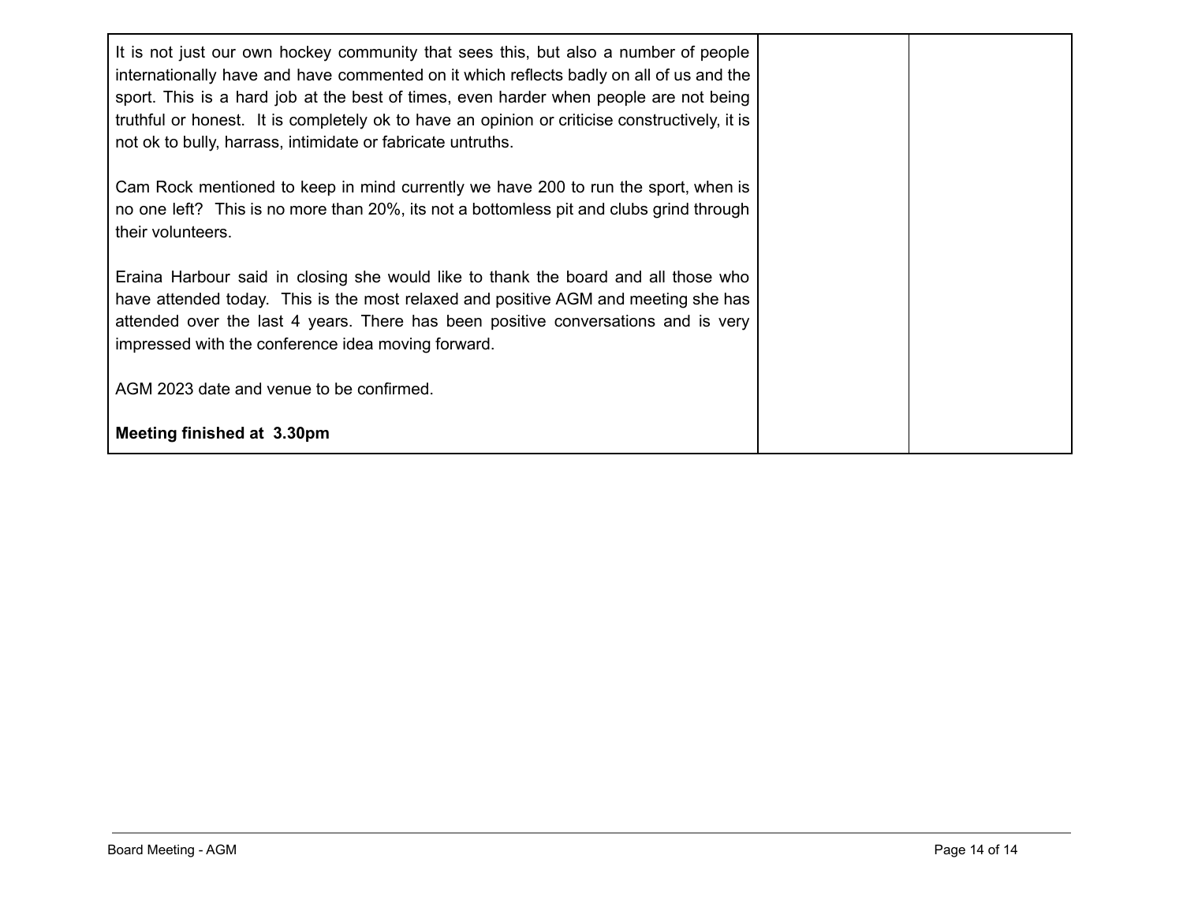| | | |
|---|---|---|
| It is not just our own hockey community that sees this, but also a number of people internationally have and have commented on it which reflects badly on all of us and the sport. This is a hard job at the best of times, even harder when people are not being truthful or honest. It is completely ok to have an opinion or criticise constructively, it is not ok to bully, harrass, intimidate or fabricate untruths.<br><br>Cam Rock mentioned to keep in mind currently we have 200 to run the sport, when is no one left? This is no more than 20%, its not a bottomless pit and clubs grind through their volunteers.<br><br>Eraina Harbour said in closing she would like to thank the board and all those who have attended today. This is the most relaxed and positive AGM and meeting she has attended over the last 4 years. There has been positive conversations and is very impressed with the conference idea moving forward.<br><br>AGM 2023 date and venue to be confirmed.<br><br>**Meeting finished at 3.30pm** | | |